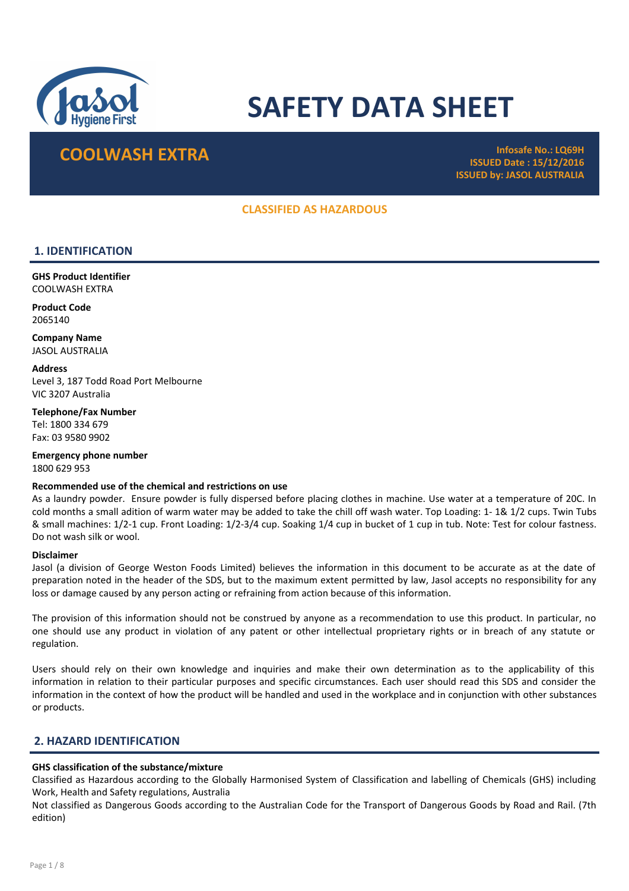# SAFETY DATA SHEET

## COOLWASH EXTRA

**Infosafe No.: LQ69H**
**ISSUED Date : 15/12/2016**
**ISSUED by: JASOL AUSTRALIA**

**CLASSIFIED AS HAZARDOUS**

## 1. IDENTIFICATION

**GHS Product Identifier**
COOLWASH EXTRA

**Product Code**
2065140

**Company Name**
JASOL AUSTRALIA

**Address**
Level 3, 187 Todd Road Port Melbourne
VIC 3207 Australia

**Telephone/Fax Number**
Tel: 1800 334 679
Fax: 03 9580 9902

**Emergency phone number**
1800 629 953

**Recommended use of the chemical and restrictions on use**
As a laundry powder. Ensure powder is fully dispersed before placing clothes in machine. Use water at a temperature of 20C. In cold months a small adition of warm water may be added to take the chill off wash water. Top Loading: 1- 1& 1/2 cups. Twin Tubs & small machines: 1/2-1 cup. Front Loading: 1/2-3/4 cup. Soaking 1/4 cup in bucket of 1 cup in tub. Note: Test for colour fastness. Do not wash silk or wool.

**Disclaimer**
Jasol (a division of George Weston Foods Limited) believes the information in this document to be accurate as at the date of preparation noted in the header of the SDS, but to the maximum extent permitted by law, Jasol accepts no responsibility for any loss or damage caused by any person acting or refraining from action because of this information.

The provision of this information should not be construed by anyone as a recommendation to use this product. In particular, no one should use any product in violation of any patent or other intellectual proprietary rights or in breach of any statute or regulation.

Users should rely on their own knowledge and inquiries and make their own determination as to the applicability of this information in relation to their particular purposes and specific circumstances. Each user should read this SDS and consider the information in the context of how the product will be handled and used in the workplace and in conjunction with other substances or products.

## 2. HAZARD IDENTIFICATION

**GHS classification of the substance/mixture**
Classified as Hazardous according to the Globally Harmonised System of Classification and labelling of Chemicals (GHS) including Work, Health and Safety regulations, Australia
Not classified as Dangerous Goods according to the Australian Code for the Transport of Dangerous Goods by Road and Rail. (7th edition)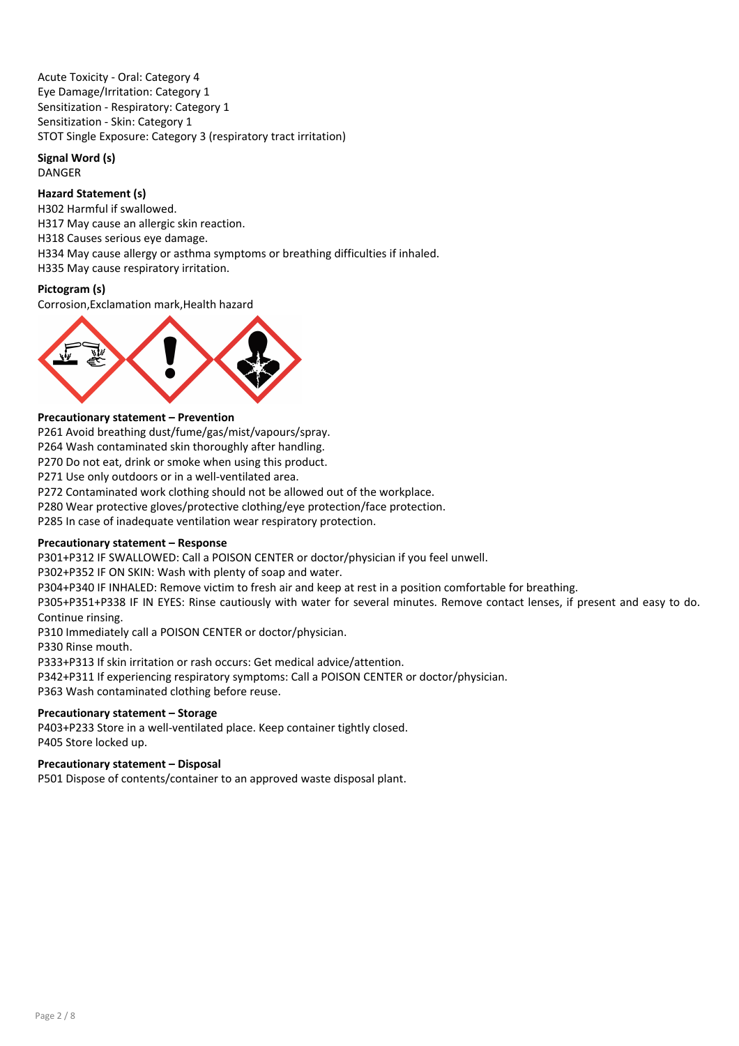Acute Toxicity - Oral: Category 4
Eye Damage/Irritation: Category 1
Sensitization - Respiratory: Category 1
Sensitization - Skin: Category 1
STOT Single Exposure: Category 3 (respiratory tract irritation)

**Signal Word (s)**

DANGER

**Hazard Statement (s)**

H302 Harmful if swallowed.
H317 May cause an allergic skin reaction.
H318 Causes serious eye damage.
H334 May cause allergy or asthma symptoms or breathing difficulties if inhaled.
H335 May cause respiratory irritation.

**Pictogram (s)**

Corrosion,Exclamation mark,Health hazard

**Precautionary statement – Prevention**

P261 Avoid breathing dust/fume/gas/mist/vapours/spray.
P264 Wash contaminated skin thoroughly after handling.
P270 Do not eat, drink or smoke when using this product.
P271 Use only outdoors or in a well-ventilated area.
P272 Contaminated work clothing should not be allowed out of the workplace.
P280 Wear protective gloves/protective clothing/eye protection/face protection.
P285 In case of inadequate ventilation wear respiratory protection.

**Precautionary statement – Response**

P301+P312 IF SWALLOWED: Call a POISON CENTER or doctor/physician if you feel unwell.
P302+P352 IF ON SKIN: Wash with plenty of soap and water.
P304+P340 IF INHALED: Remove victim to fresh air and keep at rest in a position comfortable for breathing.
P305+P351+P338 IF IN EYES: Rinse cautiously with water for several minutes. Remove contact lenses, if present and easy to do. Continue rinsing.
P310 Immediately call a POISON CENTER or doctor/physician.
P330 Rinse mouth.
P333+P313 If skin irritation or rash occurs: Get medical advice/attention.
P342+P311 If experiencing respiratory symptoms: Call a POISON CENTER or doctor/physician.
P363 Wash contaminated clothing before reuse.

**Precautionary statement – Storage**

P403+P233 Store in a well-ventilated place. Keep container tightly closed.
P405 Store locked up.

**Precautionary statement – Disposal**

P501 Dispose of contents/container to an approved waste disposal plant.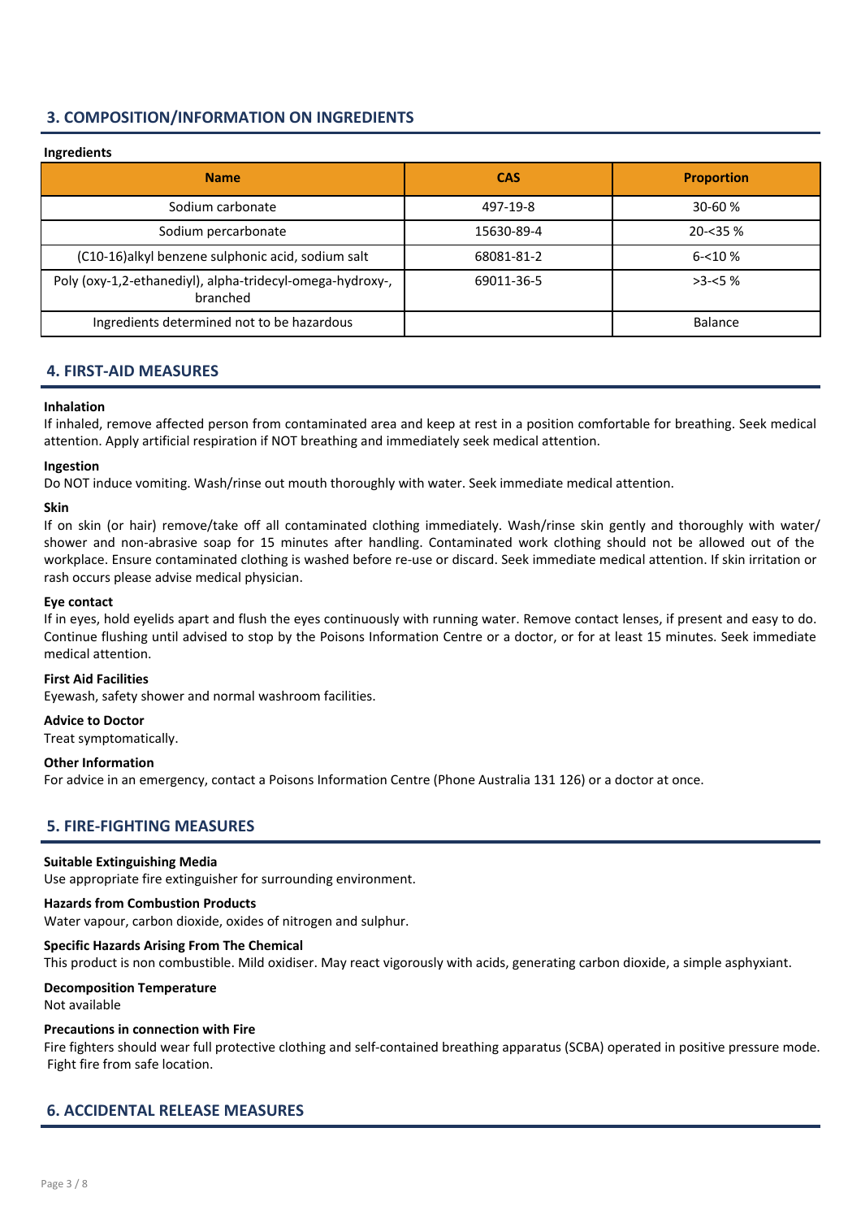## 3. COMPOSITION/INFORMATION ON INGREDIENTS

**Ingredients**

| Name | CAS | Proportion |
|---|---|---|
| Sodium carbonate | 497-19-8 | 30-60 % |
| Sodium percarbonate | 15630-89-4 | 20-<35 % |
| (C10-16)alkyl benzene sulphonic acid, sodium salt | 68081-81-2 | 6-<10 % |
| Poly (oxy-1,2-ethanediyl), alpha-tridecyl-omega-hydroxy-, branched | 69011-36-5 | >3-<5 % |
| Ingredients determined not to be hazardous | | Balance |

## 4. FIRST-AID MEASURES

**Inhalation**

If inhaled, remove affected person from contaminated area and keep at rest in a position comfortable for breathing. Seek medical attention. Apply artificial respiration if NOT breathing and immediately seek medical attention.

**Ingestion**

Do NOT induce vomiting. Wash/rinse out mouth thoroughly with water. Seek immediate medical attention.

**Skin**

If on skin (or hair) remove/take off all contaminated clothing immediately. Wash/rinse skin gently and thoroughly with water/ shower and non-abrasive soap for 15 minutes after handling. Contaminated work clothing should not be allowed out of the workplace. Ensure contaminated clothing is washed before re-use or discard. Seek immediate medical attention. If skin irritation or rash occurs please advise medical physician.

**Eye contact**

If in eyes, hold eyelids apart and flush the eyes continuously with running water. Remove contact lenses, if present and easy to do. Continue flushing until advised to stop by the Poisons Information Centre or a doctor, or for at least 15 minutes. Seek immediate medical attention.

**First Aid Facilities**

Eyewash, safety shower and normal washroom facilities.

**Advice to Doctor**

Treat symptomatically.

**Other Information**

For advice in an emergency, contact a Poisons Information Centre (Phone Australia 131 126) or a doctor at once.

## 5. FIRE-FIGHTING MEASURES

**Suitable Extinguishing Media**

Use appropriate fire extinguisher for surrounding environment.

**Hazards from Combustion Products**

Water vapour, carbon dioxide, oxides of nitrogen and sulphur.

**Specific Hazards Arising From The Chemical**

This product is non combustible. Mild oxidiser. May react vigorously with acids, generating carbon dioxide, a simple asphyxiant.

**Decomposition Temperature**

Not available

**Precautions in connection with Fire**

Fire fighters should wear full protective clothing and self-contained breathing apparatus (SCBA) operated in positive pressure mode. Fight fire from safe location.

## 6. ACCIDENTAL RELEASE MEASURES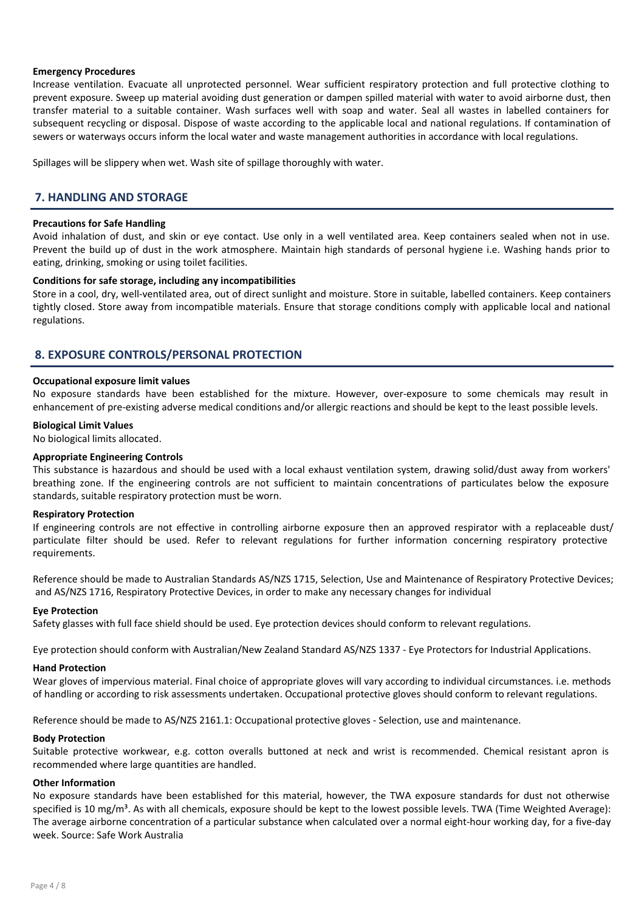**Emergency Procedures**

Increase ventilation. Evacuate all unprotected personnel. Wear sufficient respiratory protection and full protective clothing to prevent exposure. Sweep up material avoiding dust generation or dampen spilled material with water to avoid airborne dust, then transfer material to a suitable container. Wash surfaces well with soap and water. Seal all wastes in labelled containers for subsequent recycling or disposal. Dispose of waste according to the applicable local and national regulations. If contamination of sewers or waterways occurs inform the local water and waste management authorities in accordance with local regulations.

Spillages will be slippery when wet. Wash site of spillage thoroughly with water.

## 7. HANDLING AND STORAGE

**Precautions for Safe Handling**

Avoid inhalation of dust, and skin or eye contact. Use only in a well ventilated area. Keep containers sealed when not in use. Prevent the build up of dust in the work atmosphere. Maintain high standards of personal hygiene i.e. Washing hands prior to eating, drinking, smoking or using toilet facilities.

**Conditions for safe storage, including any incompatibilities**

Store in a cool, dry, well-ventilated area, out of direct sunlight and moisture. Store in suitable, labelled containers. Keep containers tightly closed. Store away from incompatible materials. Ensure that storage conditions comply with applicable local and national regulations.

## 8. EXPOSURE CONTROLS/PERSONAL PROTECTION

**Occupational exposure limit values**

No exposure standards have been established for the mixture. However, over-exposure to some chemicals may result in enhancement of pre-existing adverse medical conditions and/or allergic reactions and should be kept to the least possible levels.

**Biological Limit Values**

No biological limits allocated.

**Appropriate Engineering Controls**

This substance is hazardous and should be used with a local exhaust ventilation system, drawing solid/dust away from workers' breathing zone. If the engineering controls are not sufficient to maintain concentrations of particulates below the exposure standards, suitable respiratory protection must be worn.

**Respiratory Protection**

If engineering controls are not effective in controlling airborne exposure then an approved respirator with a replaceable dust/ particulate filter should be used. Refer to relevant regulations for further information concerning respiratory protective requirements.

Reference should be made to Australian Standards AS/NZS 1715, Selection, Use and Maintenance of Respiratory Protective Devices; and AS/NZS 1716, Respiratory Protective Devices, in order to make any necessary changes for individual

**Eye Protection**

Safety glasses with full face shield should be used. Eye protection devices should conform to relevant regulations.

Eye protection should conform with Australian/New Zealand Standard AS/NZS 1337 - Eye Protectors for Industrial Applications.

**Hand Protection**

Wear gloves of impervious material. Final choice of appropriate gloves will vary according to individual circumstances. i.e. methods of handling or according to risk assessments undertaken. Occupational protective gloves should conform to relevant regulations.

Reference should be made to AS/NZS 2161.1: Occupational protective gloves - Selection, use and maintenance.

**Body Protection**

Suitable protective workwear, e.g. cotton overalls buttoned at neck and wrist is recommended. Chemical resistant apron is recommended where large quantities are handled.

**Other Information**

No exposure standards have been established for this material, however, the TWA exposure standards for dust not otherwise specified is 10 $mg/m^3$. As with all chemicals, exposure should be kept to the lowest possible levels. TWA (Time Weighted Average): The average airborne concentration of a particular substance when calculated over a normal eight-hour working day, for a five-day week. Source: Safe Work Australia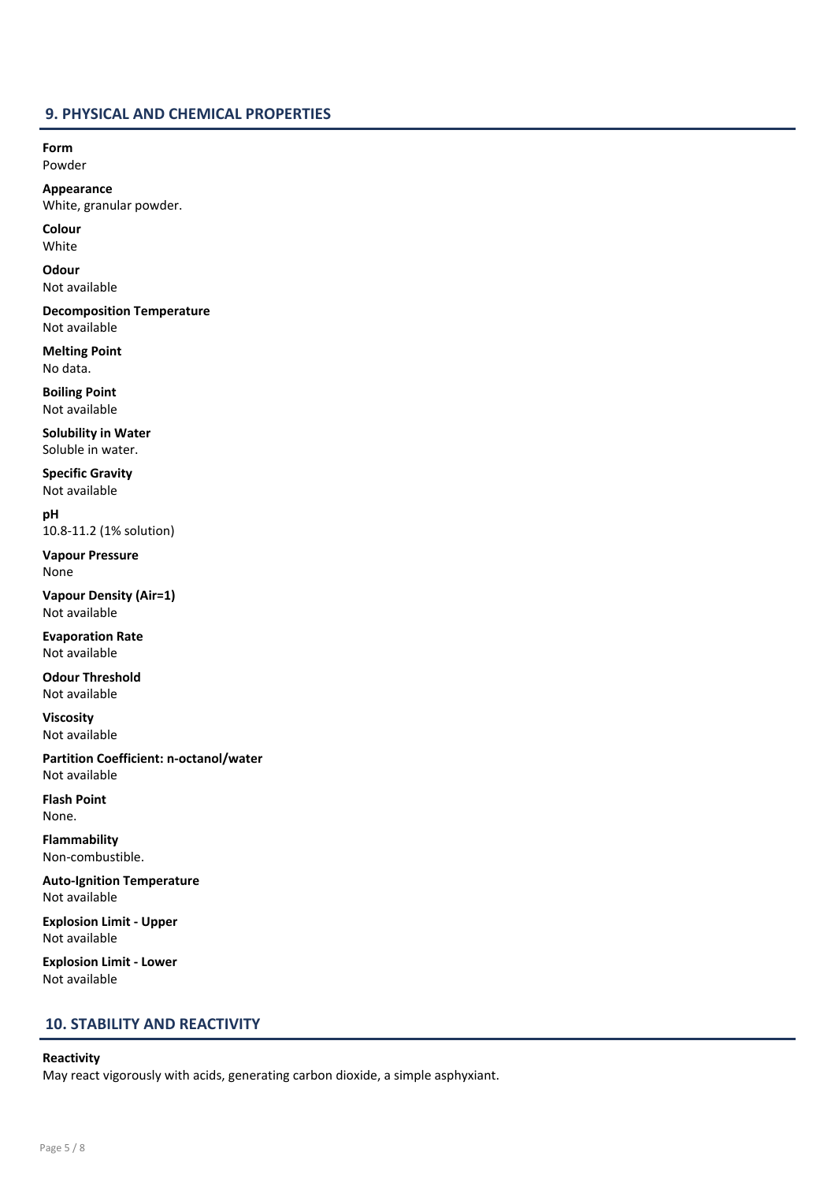## 9. PHYSICAL AND CHEMICAL PROPERTIES

**Form**
Powder

**Appearance**
White, granular powder.

**Colour**
White

**Odour**
Not available

**Decomposition Temperature**
Not available

**Melting Point**
No data.

**Boiling Point**
Not available

**Solubility in Water**
Soluble in water.

**Specific Gravity**
Not available

**pH**
10.8-11.2 (1% solution)

**Vapour Pressure**
None

**Vapour Density (Air=1)**
Not available

**Evaporation Rate**
Not available

**Odour Threshold**
Not available

**Viscosity**
Not available

**Partition Coefficient: n-octanol/water**
Not available

**Flash Point**
None.

**Flammability**
Non-combustible.

**Auto-Ignition Temperature**
Not available

**Explosion Limit - Upper**
Not available

**Explosion Limit - Lower**
Not available

## 10. STABILITY AND REACTIVITY

**Reactivity**
May react vigorously with acids, generating carbon dioxide, a simple asphyxiant.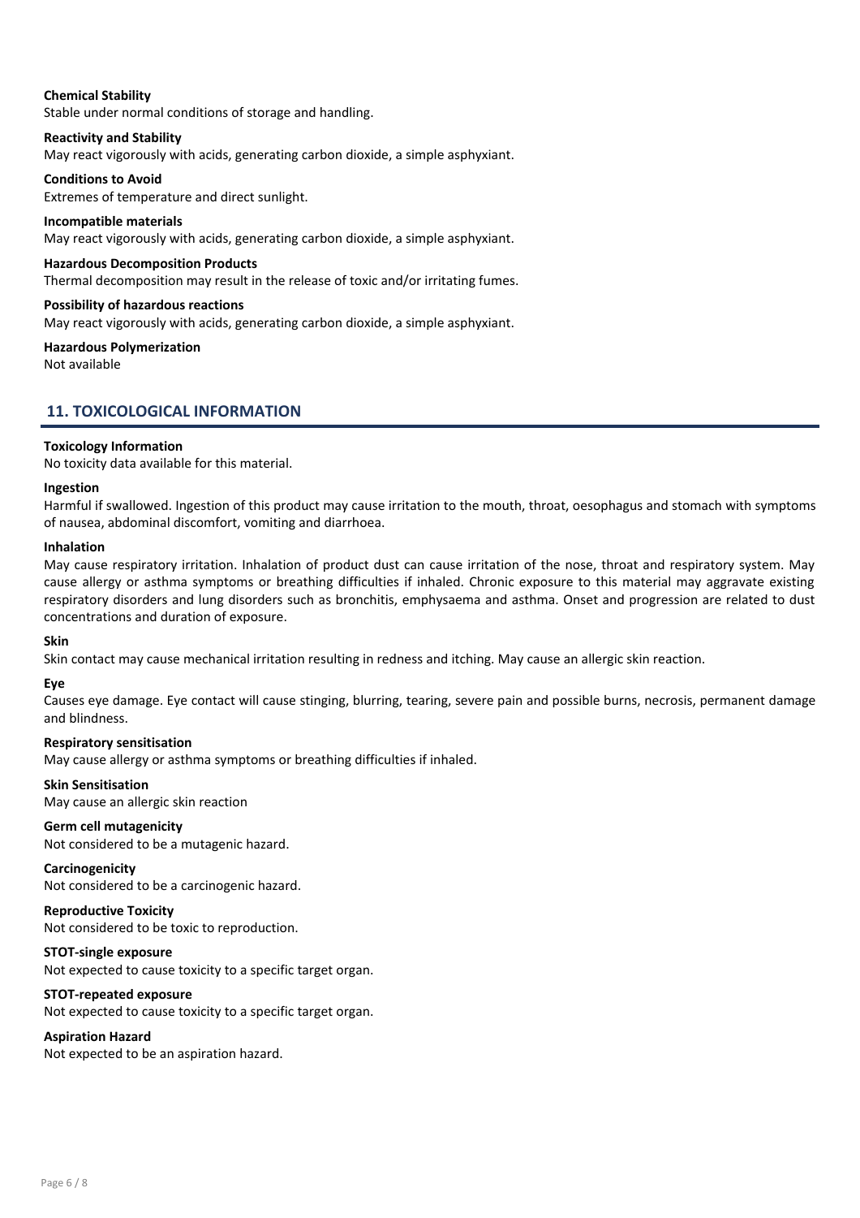**Chemical Stability**

Stable under normal conditions of storage and handling.

**Reactivity and Stability**

May react vigorously with acids, generating carbon dioxide, a simple asphyxiant.

**Conditions to Avoid**

Extremes of temperature and direct sunlight.

**Incompatible materials**

May react vigorously with acids, generating carbon dioxide, a simple asphyxiant.

**Hazardous Decomposition Products**

Thermal decomposition may result in the release of toxic and/or irritating fumes.

**Possibility of hazardous reactions**

May react vigorously with acids, generating carbon dioxide, a simple asphyxiant.

**Hazardous Polymerization**

Not available

## 11. TOXICOLOGICAL INFORMATION

**Toxicology Information**

No toxicity data available for this material.

**Ingestion**

Harmful if swallowed. Ingestion of this product may cause irritation to the mouth, throat, oesophagus and stomach with symptoms of nausea, abdominal discomfort, vomiting and diarrhoea.

**Inhalation**

May cause respiratory irritation. Inhalation of product dust can cause irritation of the nose, throat and respiratory system. May cause allergy or asthma symptoms or breathing difficulties if inhaled. Chronic exposure to this material may aggravate existing respiratory disorders and lung disorders such as bronchitis, emphysaema and asthma. Onset and progression are related to dust concentrations and duration of exposure.

**Skin**

Skin contact may cause mechanical irritation resulting in redness and itching. May cause an allergic skin reaction.

**Eye**

Causes eye damage. Eye contact will cause stinging, blurring, tearing, severe pain and possible burns, necrosis, permanent damage and blindness.

**Respiratory sensitisation**

May cause allergy or asthma symptoms or breathing difficulties if inhaled.

**Skin Sensitisation**

May cause an allergic skin reaction

**Germ cell mutagenicity**

Not considered to be a mutagenic hazard.

**Carcinogenicity**

Not considered to be a carcinogenic hazard.

**Reproductive Toxicity**

Not considered to be toxic to reproduction.

**STOT-single exposure**

Not expected to cause toxicity to a specific target organ.

**STOT-repeated exposure**

Not expected to cause toxicity to a specific target organ.

**Aspiration Hazard**

Not expected to be an aspiration hazard.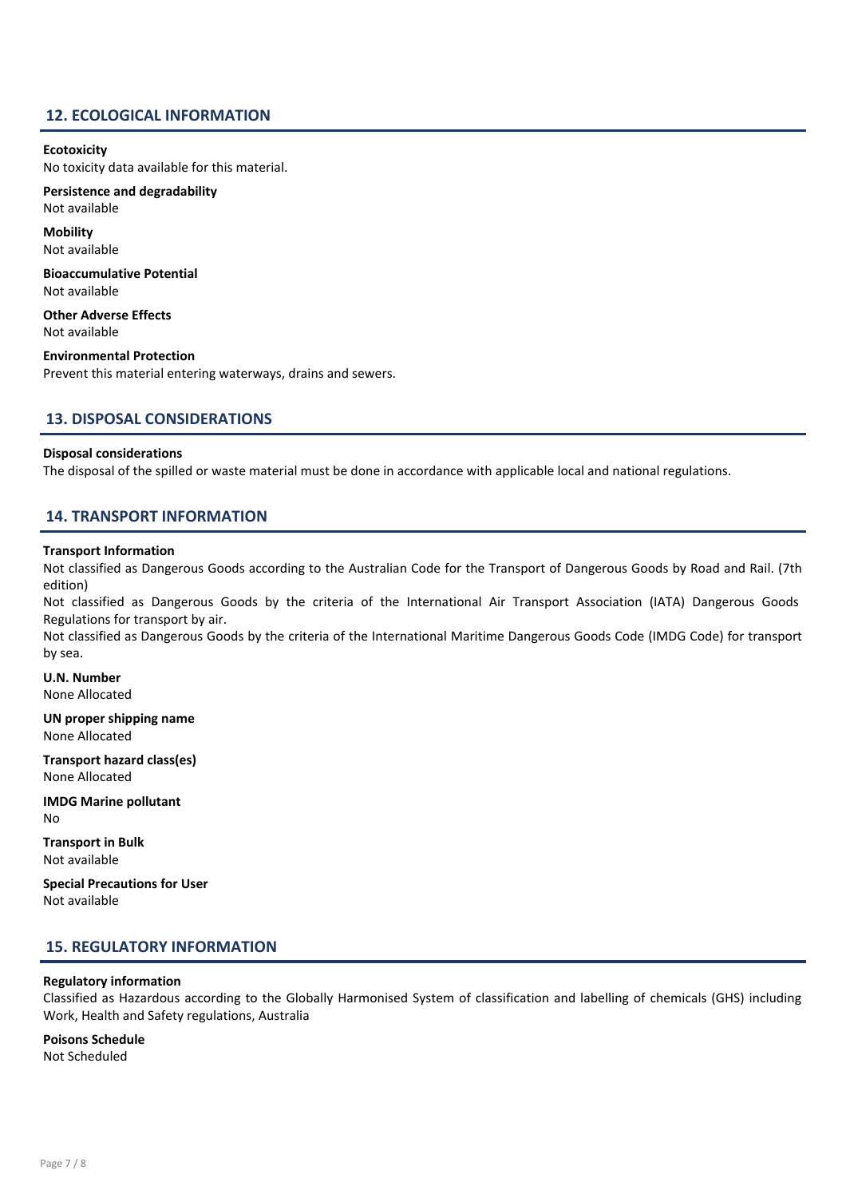## 12. ECOLOGICAL INFORMATION

**Ecotoxicity**
No toxicity data available for this material.

**Persistence and degradability**
Not available

**Mobility**
Not available

**Bioaccumulative Potential**
Not available

**Other Adverse Effects**
Not available

**Environmental Protection**
Prevent this material entering waterways, drains and sewers.

## 13. DISPOSAL CONSIDERATIONS

**Disposal considerations**
The disposal of the spilled or waste material must be done in accordance with applicable local and national regulations.

## 14. TRANSPORT INFORMATION

**Transport Information**
Not classified as Dangerous Goods according to the Australian Code for the Transport of Dangerous Goods by Road and Rail. (7th edition)
Not classified as Dangerous Goods by the criteria of the International Air Transport Association (IATA) Dangerous Goods Regulations for transport by air.
Not classified as Dangerous Goods by the criteria of the International Maritime Dangerous Goods Code (IMDG Code) for transport by sea.

**U.N. Number**
None Allocated

**UN proper shipping name**
None Allocated

**Transport hazard class(es)**
None Allocated

**IMDG Marine pollutant**
No

**Transport in Bulk**
Not available

**Special Precautions for User**
Not available

## 15. REGULATORY INFORMATION

**Regulatory information**
Classified as Hazardous according to the Globally Harmonised System of classification and labelling of chemicals (GHS) including Work, Health and Safety regulations, Australia

**Poisons Schedule**
Not Scheduled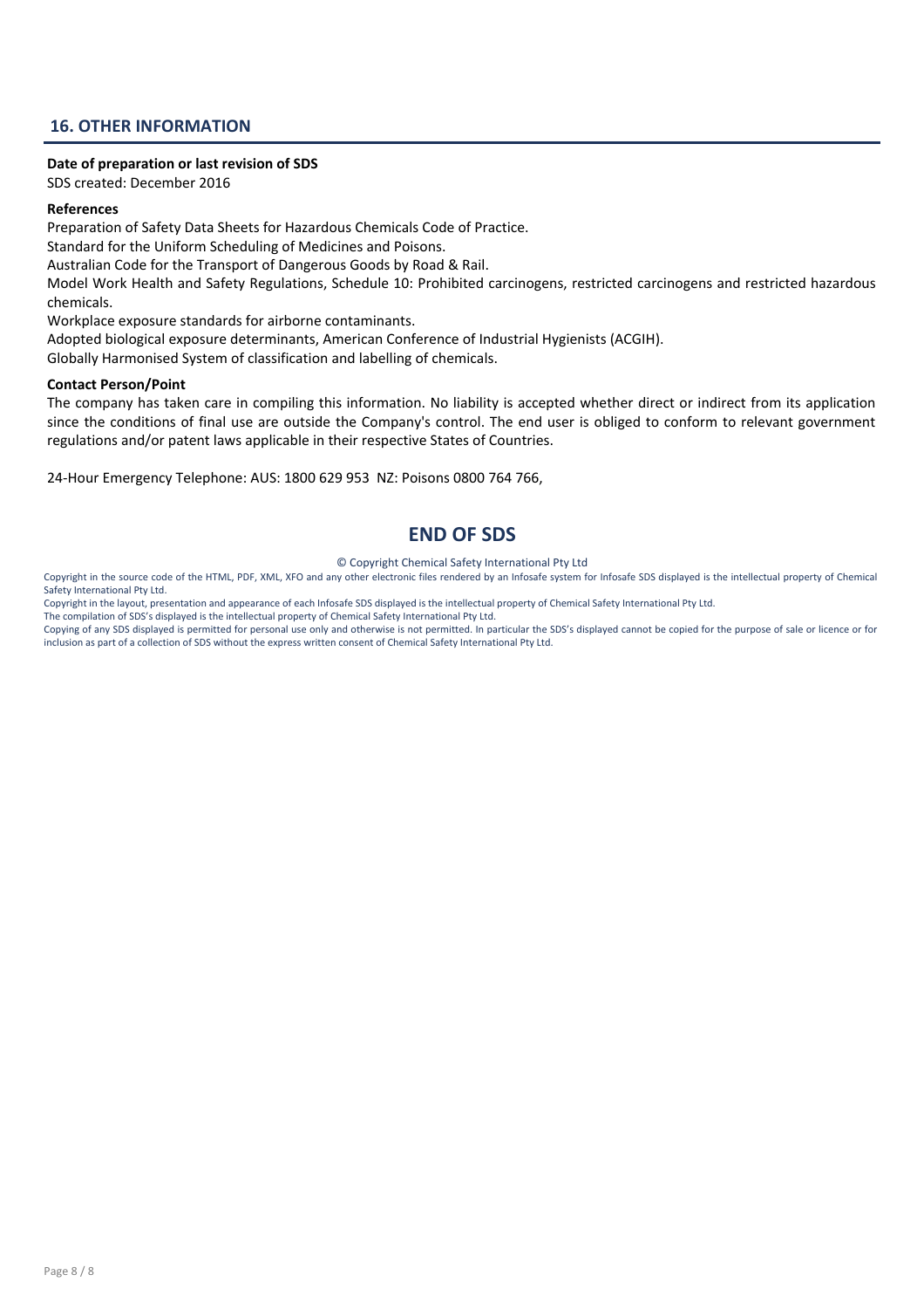## 16. OTHER INFORMATION

**Date of preparation or last revision of SDS**

SDS created: December 2016

**References**

Preparation of Safety Data Sheets for Hazardous Chemicals Code of Practice.

Standard for the Uniform Scheduling of Medicines and Poisons.

Australian Code for the Transport of Dangerous Goods by Road & Rail.

Model Work Health and Safety Regulations, Schedule 10: Prohibited carcinogens, restricted carcinogens and restricted hazardous chemicals.

Workplace exposure standards for airborne contaminants.

Adopted biological exposure determinants, American Conference of Industrial Hygienists (ACGIH).

Globally Harmonised System of classification and labelling of chemicals.

**Contact Person/Point**

The company has taken care in compiling this information. No liability is accepted whether direct or indirect from its application since the conditions of final use are outside the Company's control. The end user is obliged to conform to relevant government regulations and/or patent laws applicable in their respective States of Countries.

24-Hour Emergency Telephone: AUS: 1800 629 953 NZ: Poisons 0800 764 766,

## END OF SDS

© Copyright Chemical Safety International Pty Ltd

Copyright in the source code of the HTML, PDF, XML, XFO and any other electronic files rendered by an Infosafe system for Infosafe SDS displayed is the intellectual property of Chemical Safety International Pty Ltd.

Copyright in the layout, presentation and appearance of each Infosafe SDS displayed is the intellectual property of Chemical Safety International Pty Ltd.

The compilation of SDS's displayed is the intellectual property of Chemical Safety International Pty Ltd.

Copying of any SDS displayed is permitted for personal use only and otherwise is not permitted. In particular the SDS's displayed cannot be copied for the purpose of sale or licence or for inclusion as part of a collection of SDS without the express written consent of Chemical Safety International Pty Ltd.